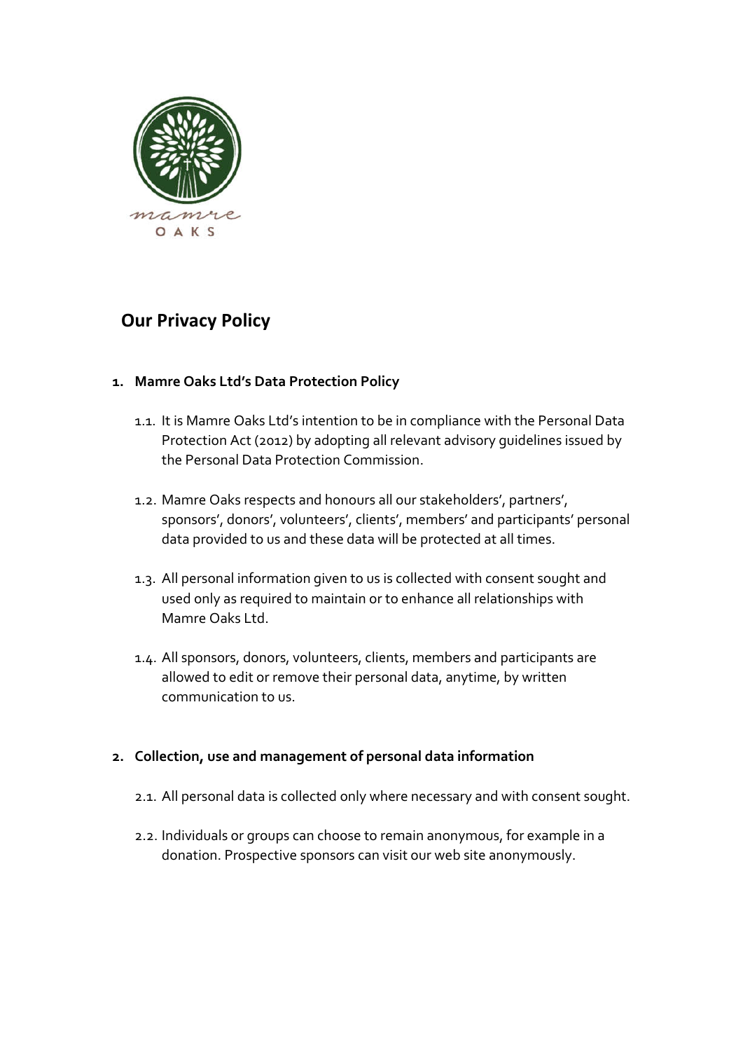mamre
OAKS

# Our Privacy Policy

## 1. Mamre Oaks Ltd's Data Protection Policy

1.1. It is Mamre Oaks Ltd's intention to be in compliance with the Personal Data Protection Act (2012) by adopting all relevant advisory guidelines issued by the Personal Data Protection Commission.

1.2. Mamre Oaks respects and honours all our stakeholders', partners', sponsors', donors', volunteers', clients', members' and participants' personal data provided to us and these data will be protected at all times.

1.3. All personal information given to us is collected with consent sought and used only as required to maintain or to enhance all relationships with Mamre Oaks Ltd.

1.4. All sponsors, donors, volunteers, clients, members and participants are allowed to edit or remove their personal data, anytime, by written communication to us.

## 2. Collection, use and management of personal data information

2.1. All personal data is collected only where necessary and with consent sought.

2.2. Individuals or groups can choose to remain anonymous, for example in a donation. Prospective sponsors can visit our web site anonymously.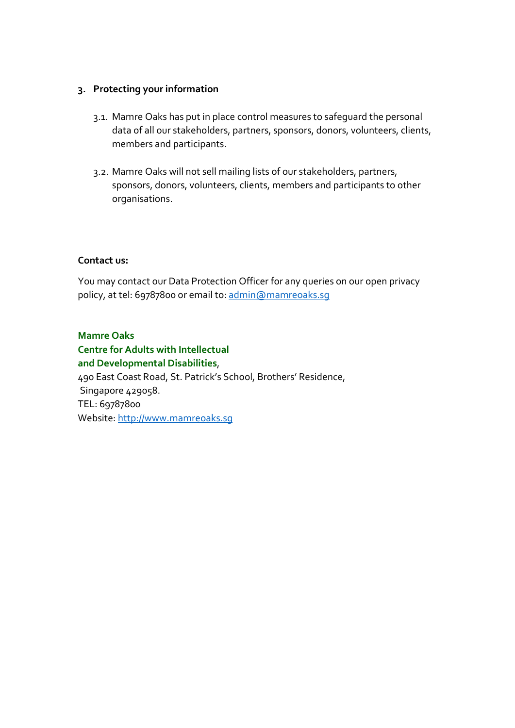## 3. Protecting your information

3.1. Mamre Oaks has put in place control measures to safeguard the personal data of all our stakeholders, partners, sponsors, donors, volunteers, clients, members and participants.

3.2. Mamre Oaks will not sell mailing lists of our stakeholders, partners, sponsors, donors, volunteers, clients, members and participants to other organisations.

**Contact us:**

You may contact our Data Protection Officer for any queries on our open privacy policy, at tel: 69787800 or email to: admin@mamreoaks.sg

**Mamre Oaks**
**Centre for Adults with Intellectual**
**and Developmental Disabilities**,
490 East Coast Road, St. Patrick's School, Brothers' Residence,
Singapore 429058.
TEL: 69787800
Website: http://www.mamreoaks.sg